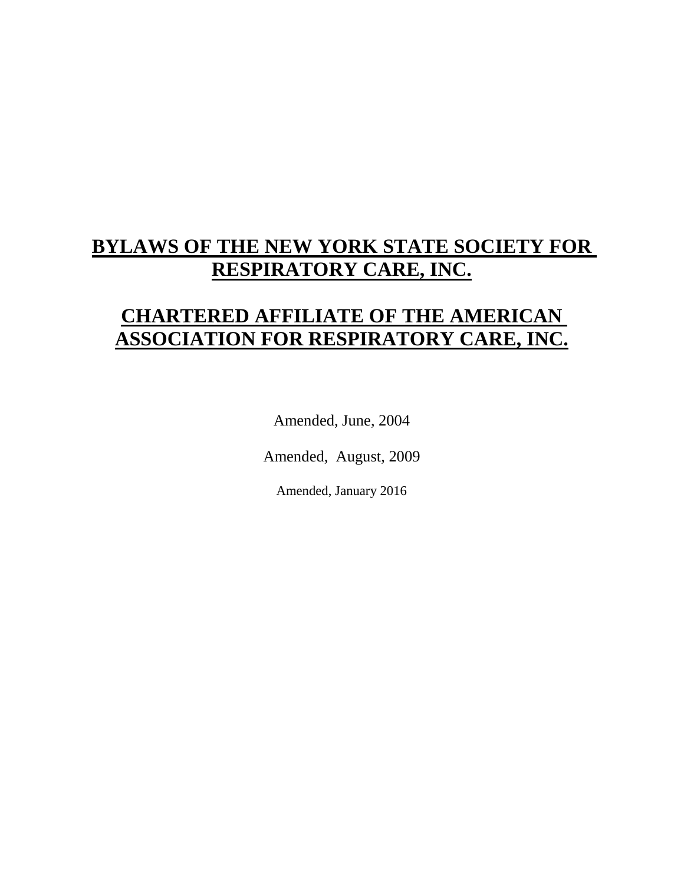# BYLAWS OF THE NEW YORK STATE SOCIETY FOR RESPIRATORY CARE, INC.

# CHARTERED AFFILIATE OF THE AMERICAN ASSOCIATION FOR RESPIRATORY CARE, INC.

Amended, June, 2004

Amended, August, 2009

Amended, January 2016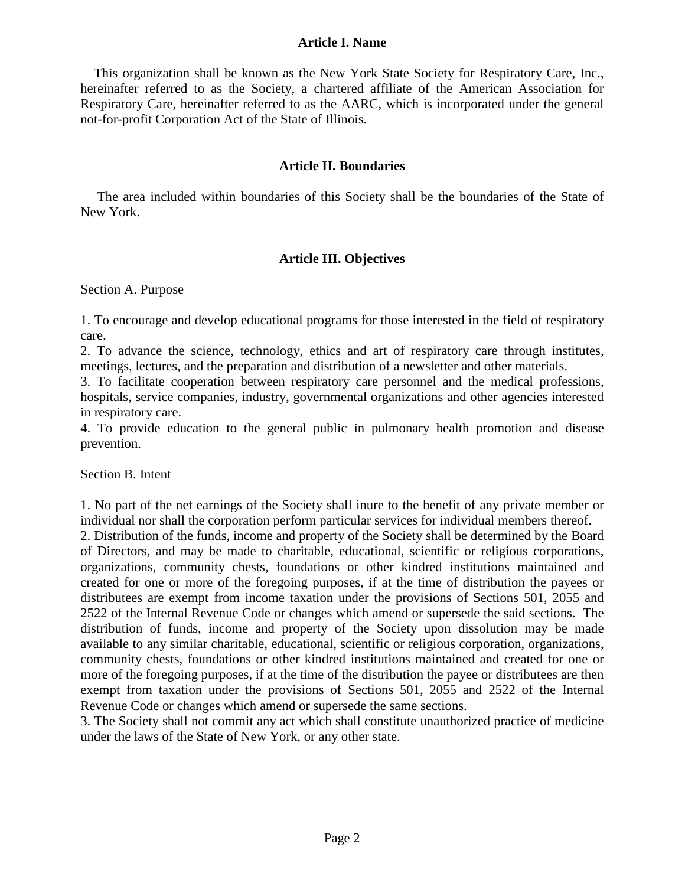## Article I. Name

This organization shall be known as the New York State Society for Respiratory Care, Inc., hereinafter referred to as the Society, a chartered affiliate of the American Association for Respiratory Care, hereinafter referred to as the AARC, which is incorporated under the general not-for-profit Corporation Act of the State of Illinois.

## Article II. Boundaries

The area included within boundaries of this Society shall be the boundaries of the State of New York.

## Article III. Objectives

Section A. Purpose

1. To encourage and develop educational programs for those interested in the field of respiratory care.
2. To advance the science, technology, ethics and art of respiratory care through institutes, meetings, lectures, and the preparation and distribution of a newsletter and other materials.
3. To facilitate cooperation between respiratory care personnel and the medical professions, hospitals, service companies, industry, governmental organizations and other agencies interested in respiratory care.
4. To provide education to the general public in pulmonary health promotion and disease prevention.

Section B. Intent

1. No part of the net earnings of the Society shall inure to the benefit of any private member or individual nor shall the corporation perform particular services for individual members thereof.
2. Distribution of the funds, income and property of the Society shall be determined by the Board of Directors, and may be made to charitable, educational, scientific or religious corporations, organizations, community chests, foundations or other kindred institutions maintained and created for one or more of the foregoing purposes, if at the time of distribution the payees or distributees are exempt from income taxation under the provisions of Sections 501, 2055 and 2522 of the Internal Revenue Code or changes which amend or supersede the said sections. The distribution of funds, income and property of the Society upon dissolution may be made available to any similar charitable, educational, scientific or religious corporation, organizations, community chests, foundations or other kindred institutions maintained and created for one or more of the foregoing purposes, if at the time of the distribution the payee or distributees are then exempt from taxation under the provisions of Sections 501, 2055 and 2522 of the Internal Revenue Code or changes which amend or supersede the same sections.
3. The Society shall not commit any act which shall constitute unauthorized practice of medicine under the laws of the State of New York, or any other state.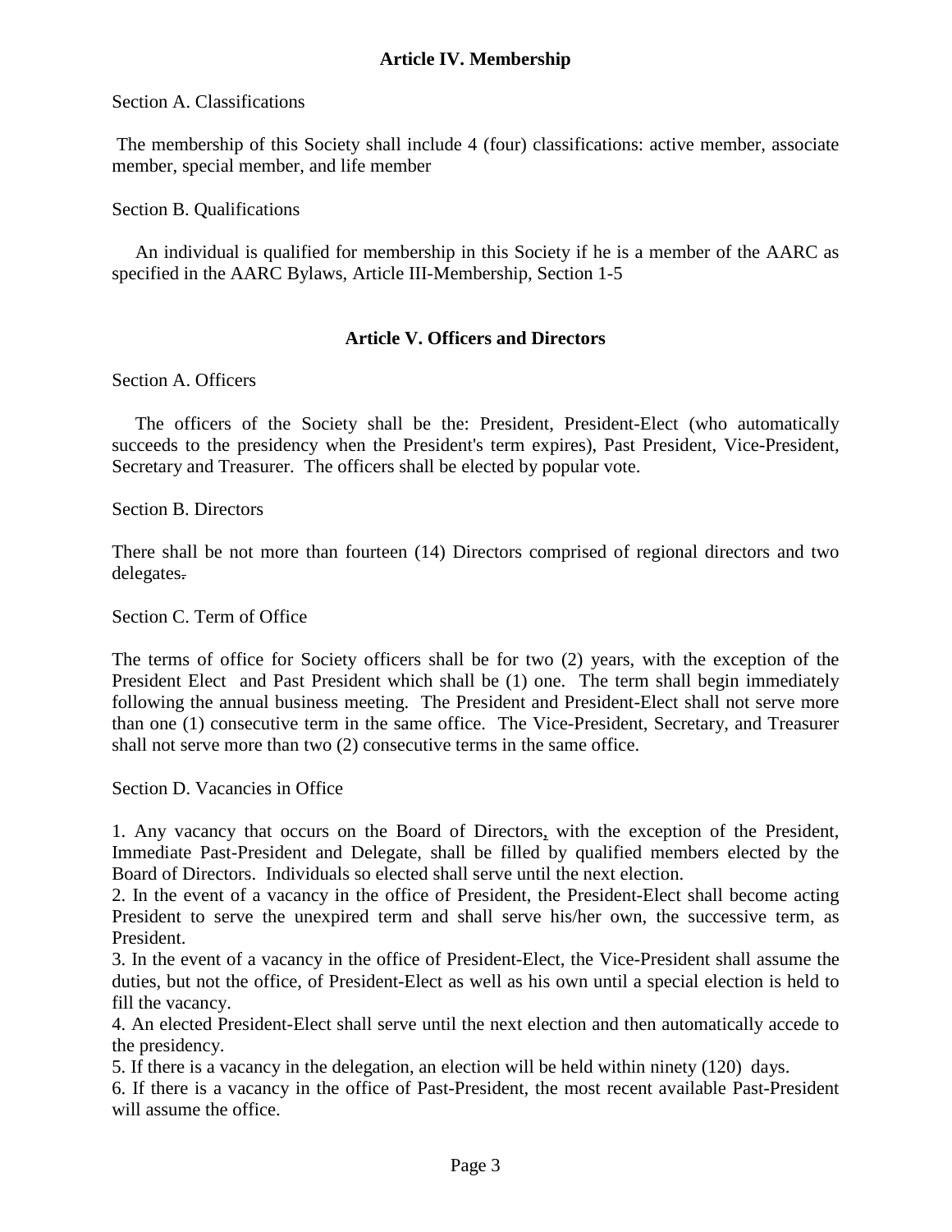## Article IV. Membership

Section A. Classifications

The membership of this Society shall include 4 (four) classifications: active member, associate member, special member, and life member

Section B. Qualifications

An individual is qualified for membership in this Society if he is a member of the AARC as specified in the AARC Bylaws, Article III-Membership, Section 1-5

## Article V. Officers and Directors

Section A. Officers

The officers of the Society shall be the: President, President-Elect (who automatically succeeds to the presidency when the President's term expires), Past President, Vice-President, Secretary and Treasurer. The officers shall be elected by popular vote.

Section B. Directors

There shall be not more than fourteen (14) Directors comprised of regional directors and two delegates.

Section C. Term of Office

The terms of office for Society officers shall be for two (2) years, with the exception of the President Elect and Past President which shall be (1) one. The term shall begin immediately following the annual business meeting. The President and President-Elect shall not serve more than one (1) consecutive term in the same office. The Vice-President, Secretary, and Treasurer shall not serve more than two (2) consecutive terms in the same office.

Section D. Vacancies in Office

1. Any vacancy that occurs on the Board of Directors, with the exception of the President, Immediate Past-President and Delegate, shall be filled by qualified members elected by the Board of Directors. Individuals so elected shall serve until the next election.
2. In the event of a vacancy in the office of President, the President-Elect shall become acting President to serve the unexpired term and shall serve his/her own, the successive term, as President.
3. In the event of a vacancy in the office of President-Elect, the Vice-President shall assume the duties, but not the office, of President-Elect as well as his own until a special election is held to fill the vacancy.
4. An elected President-Elect shall serve until the next election and then automatically accede to the presidency.
5. If there is a vacancy in the delegation, an election will be held within ninety (120) days.
6. If there is a vacancy in the office of Past-President, the most recent available Past-President will assume the office.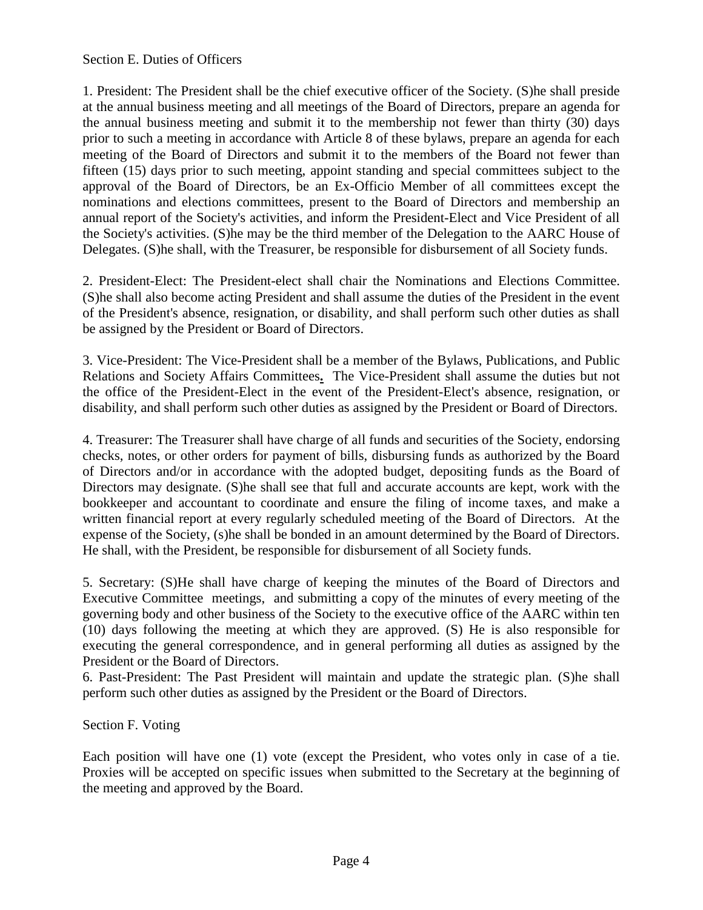Section E. Duties of Officers

1. President: The President shall be the chief executive officer of the Society. (S)he shall preside at the annual business meeting and all meetings of the Board of Directors, prepare an agenda for the annual business meeting and submit it to the membership not fewer than thirty (30) days prior to such a meeting in accordance with Article 8 of these bylaws, prepare an agenda for each meeting of the Board of Directors and submit it to the members of the Board not fewer than fifteen (15) days prior to such meeting, appoint standing and special committees subject to the approval of the Board of Directors, be an Ex-Officio Member of all committees except the nominations and elections committees, present to the Board of Directors and membership an annual report of the Society's activities, and inform the President-Elect and Vice President of all the Society's activities. (S)he may be the third member of the Delegation to the AARC House of Delegates. (S)he shall, with the Treasurer, be responsible for disbursement of all Society funds.

2. President-Elect: The President-elect shall chair the Nominations and Elections Committee. (S)he shall also become acting President and shall assume the duties of the President in the event of the President's absence, resignation, or disability, and shall perform such other duties as shall be assigned by the President or Board of Directors.

3. Vice-President: The Vice-President shall be a member of the Bylaws, Publications, and Public Relations and Society Affairs Committees**.** The Vice-President shall assume the duties but not the office of the President-Elect in the event of the President-Elect's absence, resignation, or disability, and shall perform such other duties as assigned by the President or Board of Directors.

4. Treasurer: The Treasurer shall have charge of all funds and securities of the Society, endorsing checks, notes, or other orders for payment of bills, disbursing funds as authorized by the Board of Directors and/or in accordance with the adopted budget, depositing funds as the Board of Directors may designate. (S)he shall see that full and accurate accounts are kept, work with the bookkeeper and accountant to coordinate and ensure the filing of income taxes, and make a written financial report at every regularly scheduled meeting of the Board of Directors. At the expense of the Society, (s)he shall be bonded in an amount determined by the Board of Directors. He shall, with the President, be responsible for disbursement of all Society funds.

5. Secretary: (S)He shall have charge of keeping the minutes of the Board of Directors and Executive Committee meetings, and submitting a copy of the minutes of every meeting of the governing body and other business of the Society to the executive office of the AARC within ten (10) days following the meeting at which they are approved. (S) He is also responsible for executing the general correspondence, and in general performing all duties as assigned by the President or the Board of Directors.

6. Past-President: The Past President will maintain and update the strategic plan. (S)he shall perform such other duties as assigned by the President or the Board of Directors.

Section F. Voting

Each position will have one (1) vote (except the President, who votes only in case of a tie. Proxies will be accepted on specific issues when submitted to the Secretary at the beginning of the meeting and approved by the Board.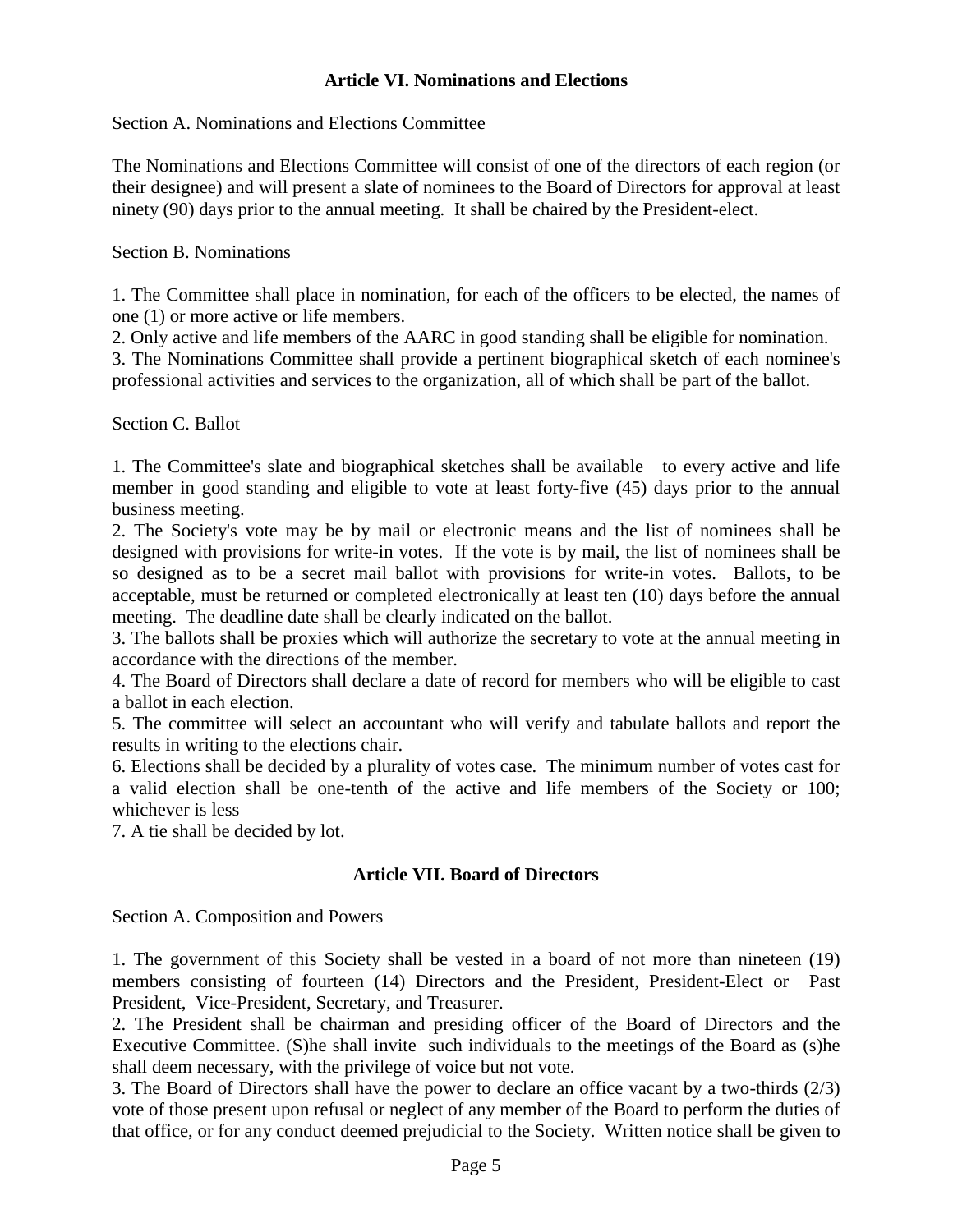## Article VI. Nominations and Elections

Section A. Nominations and Elections Committee

The Nominations and Elections Committee will consist of one of the directors of each region (or their designee) and will present a slate of nominees to the Board of Directors for approval at least ninety (90) days prior to the annual meeting. It shall be chaired by the President-elect.

Section B. Nominations

1. The Committee shall place in nomination, for each of the officers to be elected, the names of one (1) or more active or life members.
2. Only active and life members of the AARC in good standing shall be eligible for nomination.
3. The Nominations Committee shall provide a pertinent biographical sketch of each nominee's professional activities and services to the organization, all of which shall be part of the ballot.

Section C. Ballot

1. The Committee's slate and biographical sketches shall be available to every active and life member in good standing and eligible to vote at least forty-five (45) days prior to the annual business meeting.
2. The Society's vote may be by mail or electronic means and the list of nominees shall be designed with provisions for write-in votes. If the vote is by mail, the list of nominees shall be so designed as to be a secret mail ballot with provisions for write-in votes. Ballots, to be acceptable, must be returned or completed electronically at least ten (10) days before the annual meeting. The deadline date shall be clearly indicated on the ballot.
3. The ballots shall be proxies which will authorize the secretary to vote at the annual meeting in accordance with the directions of the member.
4. The Board of Directors shall declare a date of record for members who will be eligible to cast a ballot in each election.
5. The committee will select an accountant who will verify and tabulate ballots and report the results in writing to the elections chair.
6. Elections shall be decided by a plurality of votes case. The minimum number of votes cast for a valid election shall be one-tenth of the active and life members of the Society or 100; whichever is less
7. A tie shall be decided by lot.

## Article VII. Board of Directors

Section A. Composition and Powers

1. The government of this Society shall be vested in a board of not more than nineteen (19) members consisting of fourteen (14) Directors and the President, President-Elect or Past President, Vice-President, Secretary, and Treasurer.
2. The President shall be chairman and presiding officer of the Board of Directors and the Executive Committee. (S)he shall invite such individuals to the meetings of the Board as (s)he shall deem necessary, with the privilege of voice but not vote.
3. The Board of Directors shall have the power to declare an office vacant by a two-thirds (2/3) vote of those present upon refusal or neglect of any member of the Board to perform the duties of that office, or for any conduct deemed prejudicial to the Society. Written notice shall be given to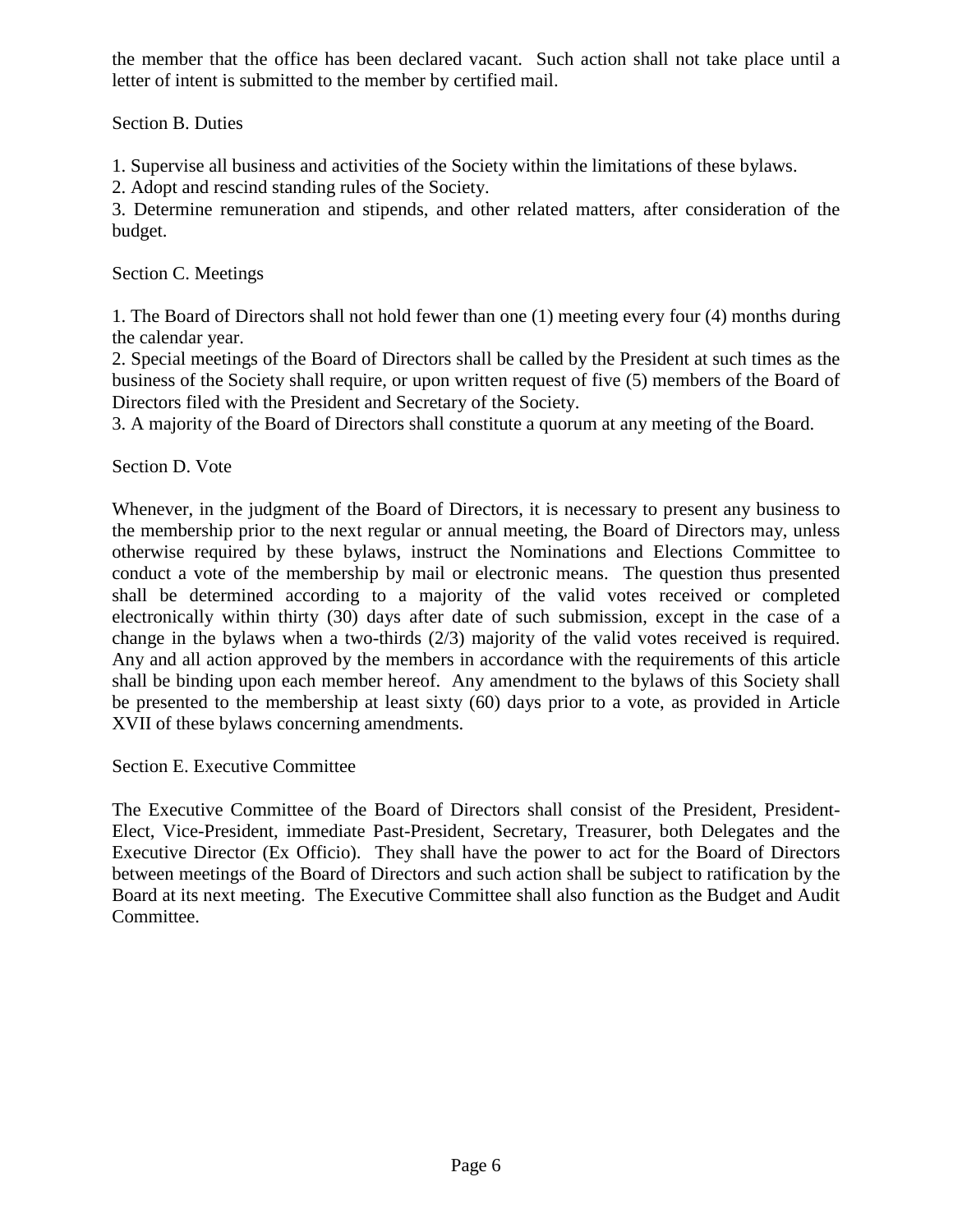the member that the office has been declared vacant. Such action shall not take place until a letter of intent is submitted to the member by certified mail.

Section B. Duties

1. Supervise all business and activities of the Society within the limitations of these bylaws.
2. Adopt and rescind standing rules of the Society.
3. Determine remuneration and stipends, and other related matters, after consideration of the budget.

Section C. Meetings

1. The Board of Directors shall not hold fewer than one (1) meeting every four (4) months during the calendar year.
2. Special meetings of the Board of Directors shall be called by the President at such times as the business of the Society shall require, or upon written request of five (5) members of the Board of Directors filed with the President and Secretary of the Society.
3. A majority of the Board of Directors shall constitute a quorum at any meeting of the Board.

Section D. Vote

Whenever, in the judgment of the Board of Directors, it is necessary to present any business to the membership prior to the next regular or annual meeting, the Board of Directors may, unless otherwise required by these bylaws, instruct the Nominations and Elections Committee to conduct a vote of the membership by mail or electronic means. The question thus presented shall be determined according to a majority of the valid votes received or completed electronically within thirty (30) days after date of such submission, except in the case of a change in the bylaws when a two-thirds (2/3) majority of the valid votes received is required. Any and all action approved by the members in accordance with the requirements of this article shall be binding upon each member hereof. Any amendment to the bylaws of this Society shall be presented to the membership at least sixty (60) days prior to a vote, as provided in Article XVII of these bylaws concerning amendments.

Section E. Executive Committee

The Executive Committee of the Board of Directors shall consist of the President, President-Elect, Vice-President, immediate Past-President, Secretary, Treasurer, both Delegates and the Executive Director (Ex Officio). They shall have the power to act for the Board of Directors between meetings of the Board of Directors and such action shall be subject to ratification by the Board at its next meeting. The Executive Committee shall also function as the Budget and Audit Committee.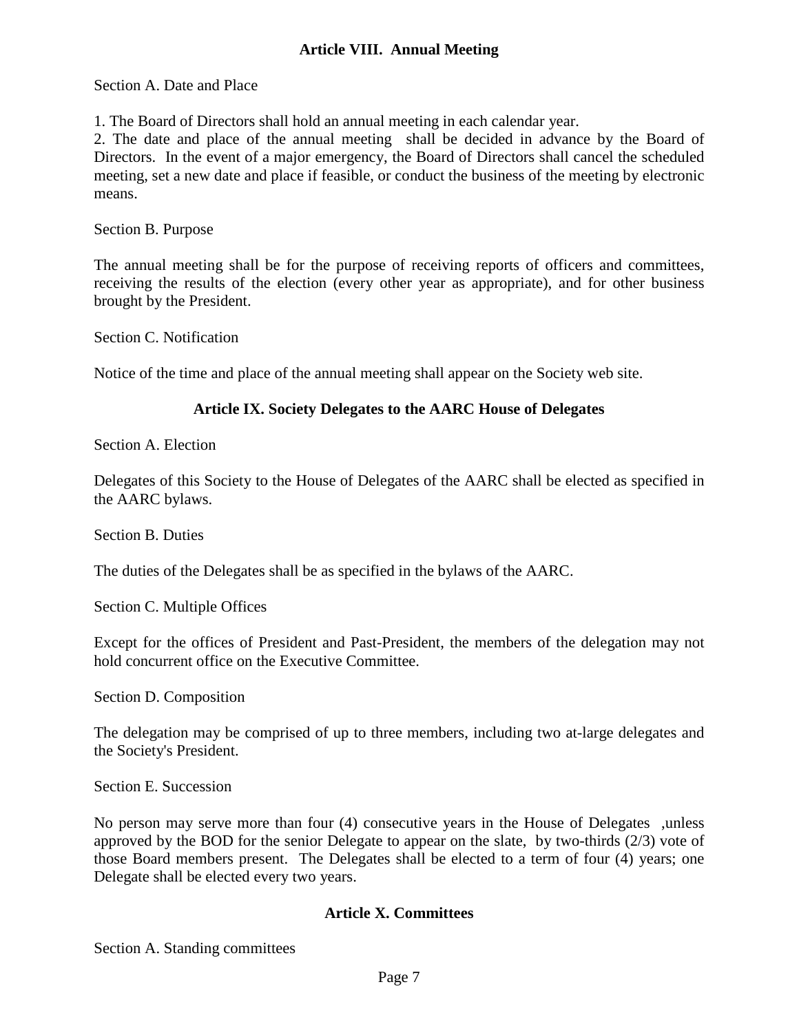## Article VIII. Annual Meeting

Section A. Date and Place

1. The Board of Directors shall hold an annual meeting in each calendar year.
2. The date and place of the annual meeting shall be decided in advance by the Board of Directors. In the event of a major emergency, the Board of Directors shall cancel the scheduled meeting, set a new date and place if feasible, or conduct the business of the meeting by electronic means.

Section B. Purpose

The annual meeting shall be for the purpose of receiving reports of officers and committees, receiving the results of the election (every other year as appropriate), and for other business brought by the President.

Section C. Notification

Notice of the time and place of the annual meeting shall appear on the Society web site.

## Article IX. Society Delegates to the AARC House of Delegates

Section A. Election

Delegates of this Society to the House of Delegates of the AARC shall be elected as specified in the AARC bylaws.

Section B. Duties

The duties of the Delegates shall be as specified in the bylaws of the AARC.

Section C. Multiple Offices

Except for the offices of President and Past-President, the members of the delegation may not hold concurrent office on the Executive Committee.

Section D. Composition

The delegation may be comprised of up to three members, including two at-large delegates and the Society's President.

Section E. Succession

No person may serve more than four (4) consecutive years in the House of Delegates ,unless approved by the BOD for the senior Delegate to appear on the slate, by two-thirds (2/3) vote of those Board members present. The Delegates shall be elected to a term of four (4) years; one Delegate shall be elected every two years.

## Article X. Committees

Section A. Standing committees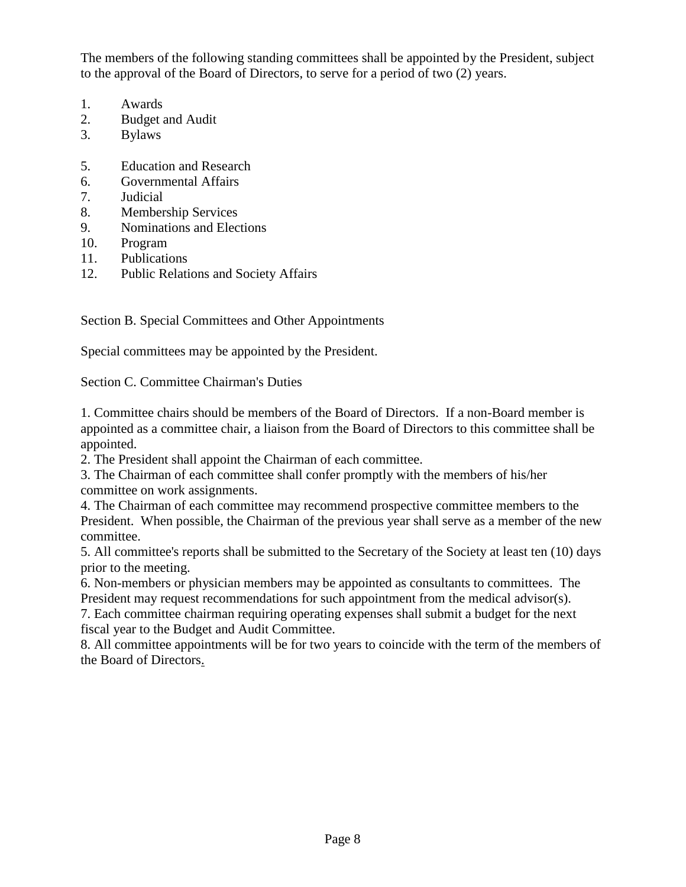The members of the following standing committees shall be appointed by the President, subject to the approval of the Board of Directors, to serve for a period of two (2) years.

1. Awards
2. Budget and Audit
3. Bylaws

5. Education and Research
6. Governmental Affairs
7. Judicial
8. Membership Services
9. Nominations and Elections
10. Program
11. Publications
12. Public Relations and Society Affairs

Section B. Special Committees and Other Appointments

Special committees may be appointed by the President.

Section C. Committee Chairman's Duties

1. Committee chairs should be members of the Board of Directors. If a non-Board member is appointed as a committee chair, a liaison from the Board of Directors to this committee shall be appointed.
2. The President shall appoint the Chairman of each committee.
3. The Chairman of each committee shall confer promptly with the members of his/her committee on work assignments.
4. The Chairman of each committee may recommend prospective committee members to the President. When possible, the Chairman of the previous year shall serve as a member of the new committee.
5. All committee's reports shall be submitted to the Secretary of the Society at least ten (10) days prior to the meeting.
6. Non-members or physician members may be appointed as consultants to committees. The President may request recommendations for such appointment from the medical advisor(s).
7. Each committee chairman requiring operating expenses shall submit a budget for the next fiscal year to the Budget and Audit Committee.
8. All committee appointments will be for two years to coincide with the term of the members of the Board of Directors.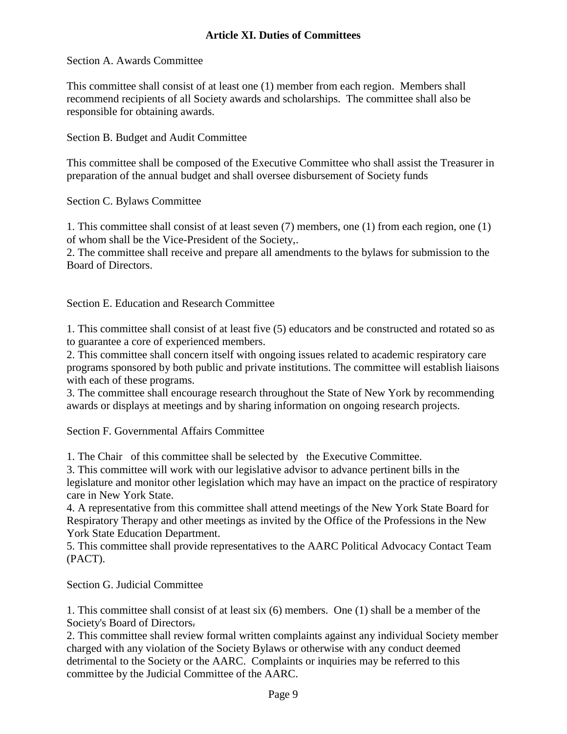## Article XI. Duties of Committees

Section A. Awards Committee

This committee shall consist of at least one (1) member from each region. Members shall recommend recipients of all Society awards and scholarships. The committee shall also be responsible for obtaining awards.

Section B. Budget and Audit Committee

This committee shall be composed of the Executive Committee who shall assist the Treasurer in preparation of the annual budget and shall oversee disbursement of Society funds

Section C. Bylaws Committee

1. This committee shall consist of at least seven (7) members, one (1) from each region, one (1) of whom shall be the Vice-President of the Society,.
2. The committee shall receive and prepare all amendments to the bylaws for submission to the Board of Directors.

Section E. Education and Research Committee

1. This committee shall consist of at least five (5) educators and be constructed and rotated so as to guarantee a core of experienced members.
2. This committee shall concern itself with ongoing issues related to academic respiratory care programs sponsored by both public and private institutions. The committee will establish liaisons with each of these programs.
3. The committee shall encourage research throughout the State of New York by recommending awards or displays at meetings and by sharing information on ongoing research projects.

Section F. Governmental Affairs Committee

1. The Chair of this committee shall be selected by the Executive Committee.
3. This committee will work with our legislative advisor to advance pertinent bills in the legislature and monitor other legislation which may have an impact on the practice of respiratory care in New York State.
4. A representative from this committee shall attend meetings of the New York State Board for Respiratory Therapy and other meetings as invited by the Office of the Professions in the New York State Education Department.
5. This committee shall provide representatives to the AARC Political Advocacy Contact Team (PACT).

Section G. Judicial Committee

1. This committee shall consist of at least six (6) members. One (1) shall be a member of the Society's Board of Directors.
2. This committee shall review formal written complaints against any individual Society member charged with any violation of the Society Bylaws or otherwise with any conduct deemed detrimental to the Society or the AARC. Complaints or inquiries may be referred to this committee by the Judicial Committee of the AARC.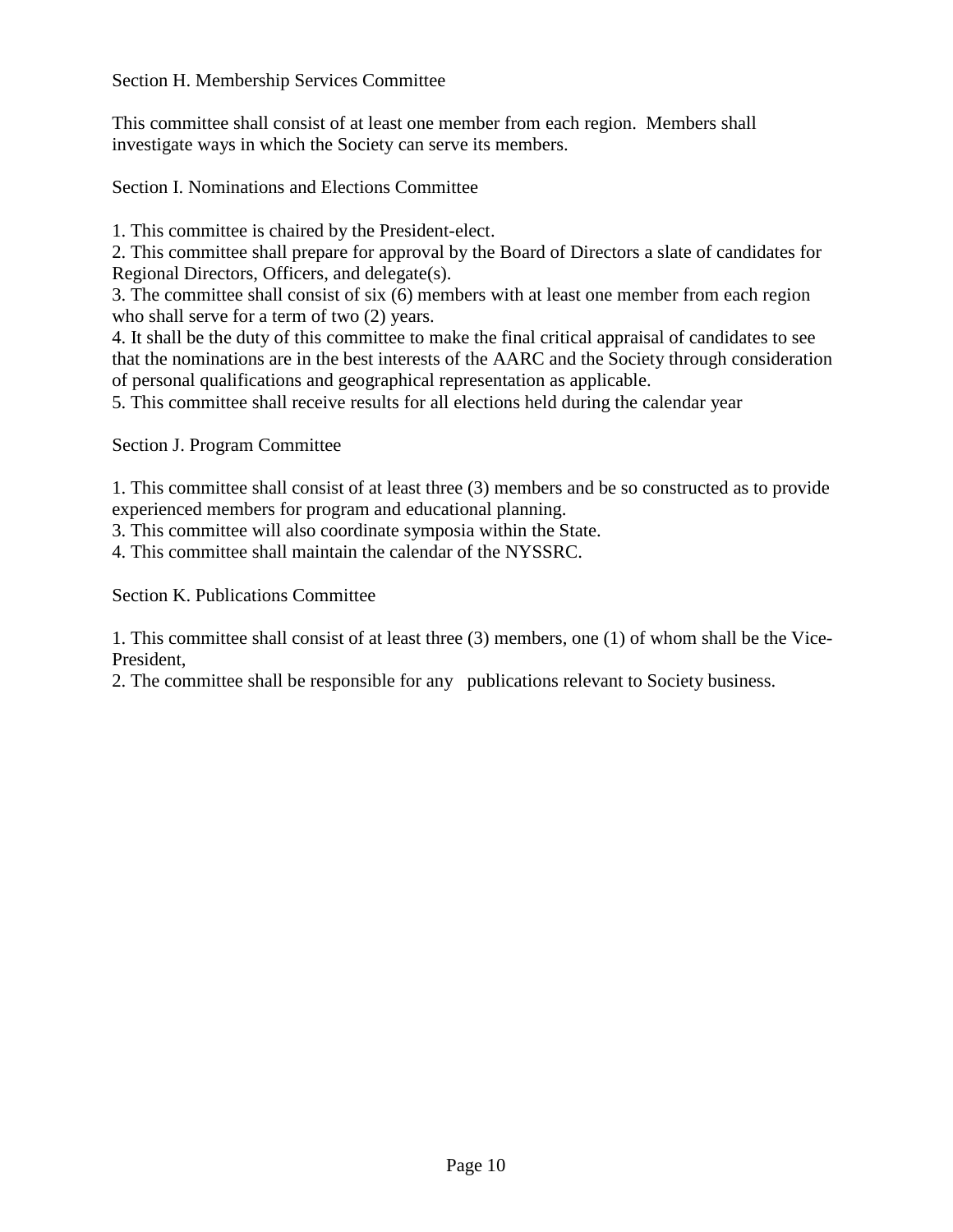Section H. Membership Services Committee

This committee shall consist of at least one member from each region. Members shall investigate ways in which the Society can serve its members.

Section I. Nominations and Elections Committee

1. This committee is chaired by the President-elect.
2. This committee shall prepare for approval by the Board of Directors a slate of candidates for Regional Directors, Officers, and delegate(s).
3. The committee shall consist of six (6) members with at least one member from each region who shall serve for a term of two (2) years.
4. It shall be the duty of this committee to make the final critical appraisal of candidates to see that the nominations are in the best interests of the AARC and the Society through consideration of personal qualifications and geographical representation as applicable.
5. This committee shall receive results for all elections held during the calendar year

Section J. Program Committee

1. This committee shall consist of at least three (3) members and be so constructed as to provide experienced members for program and educational planning.
3. This committee will also coordinate symposia within the State.
4. This committee shall maintain the calendar of the NYSSRC.

Section K. Publications Committee

1. This committee shall consist of at least three (3) members, one (1) of whom shall be the Vice-President,
2. The committee shall be responsible for any publications relevant to Society business.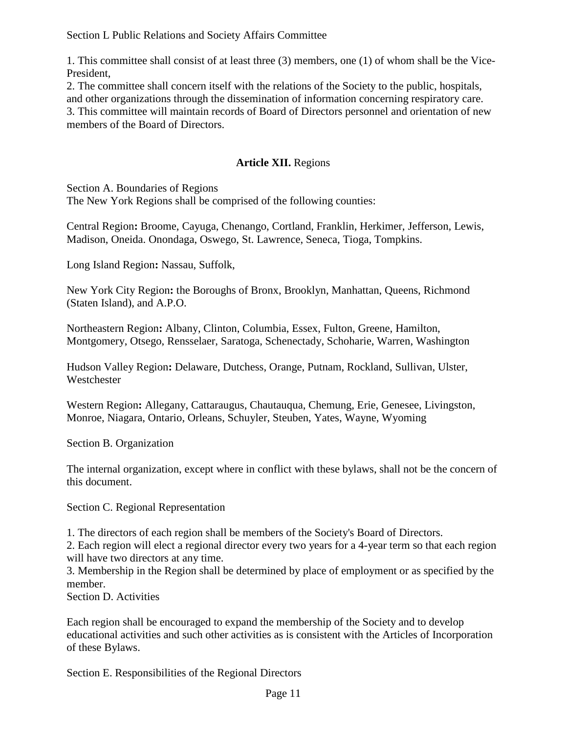Section L Public Relations and Society Affairs Committee

1. This committee shall consist of at least three (3) members, one (1) of whom shall be the Vice-President,
2. The committee shall concern itself with the relations of the Society to the public, hospitals, and other organizations through the dissemination of information concerning respiratory care.
3. This committee will maintain records of Board of Directors personnel and orientation of new members of the Board of Directors.

## **Article XII.** Regions

Section A. Boundaries of Regions
The New York Regions shall be comprised of the following counties:

Central Region**:** Broome, Cayuga, Chenango, Cortland, Franklin, Herkimer, Jefferson, Lewis, Madison, Oneida. Onondaga, Oswego, St. Lawrence, Seneca, Tioga, Tompkins.

Long Island Region**:** Nassau, Suffolk,

New York City Region**:** the Boroughs of Bronx, Brooklyn, Manhattan, Queens, Richmond (Staten Island), and A.P.O.

Northeastern Region**:** Albany, Clinton, Columbia, Essex, Fulton, Greene, Hamilton, Montgomery, Otsego, Rensselaer, Saratoga, Schenectady, Schoharie, Warren, Washington

Hudson Valley Region**:** Delaware, Dutchess, Orange, Putnam, Rockland, Sullivan, Ulster, Westchester

Western Region**:** Allegany, Cattaraugus, Chautauqua, Chemung, Erie, Genesee, Livingston, Monroe, Niagara, Ontario, Orleans, Schuyler, Steuben, Yates, Wayne, Wyoming

Section B. Organization

The internal organization, except where in conflict with these bylaws, shall not be the concern of this document.

Section C. Regional Representation

1. The directors of each region shall be members of the Society's Board of Directors.
2. Each region will elect a regional director every two years for a 4-year term so that each region will have two directors at any time.
3. Membership in the Region shall be determined by place of employment or as specified by the member.

Section D. Activities

Each region shall be encouraged to expand the membership of the Society and to develop educational activities and such other activities as is consistent with the Articles of Incorporation of these Bylaws.

Section E. Responsibilities of the Regional Directors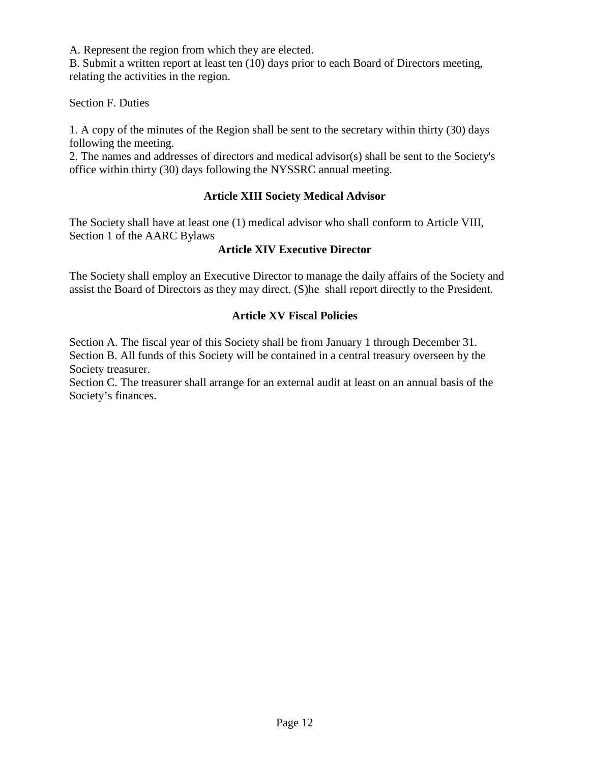A. Represent the region from which they are elected.
B. Submit a written report at least ten (10) days prior to each Board of Directors meeting, relating the activities in the region.

Section F. Duties

1. A copy of the minutes of the Region shall be sent to the secretary within thirty (30) days following the meeting.
2. The names and addresses of directors and medical advisor(s) shall be sent to the Society's office within thirty (30) days following the NYSSRC annual meeting.

## Article XIII Society Medical Advisor

The Society shall have at least one (1) medical advisor who shall conform to Article VIII, Section 1 of the AARC Bylaws

## Article XIV Executive Director

The Society shall employ an Executive Director to manage the daily affairs of the Society and assist the Board of Directors as they may direct. (S)he shall report directly to the President.

## Article XV Fiscal Policies

Section A. The fiscal year of this Society shall be from January 1 through December 31.
Section B. All funds of this Society will be contained in a central treasury overseen by the Society treasurer.
Section C. The treasurer shall arrange for an external audit at least on an annual basis of the Society's finances.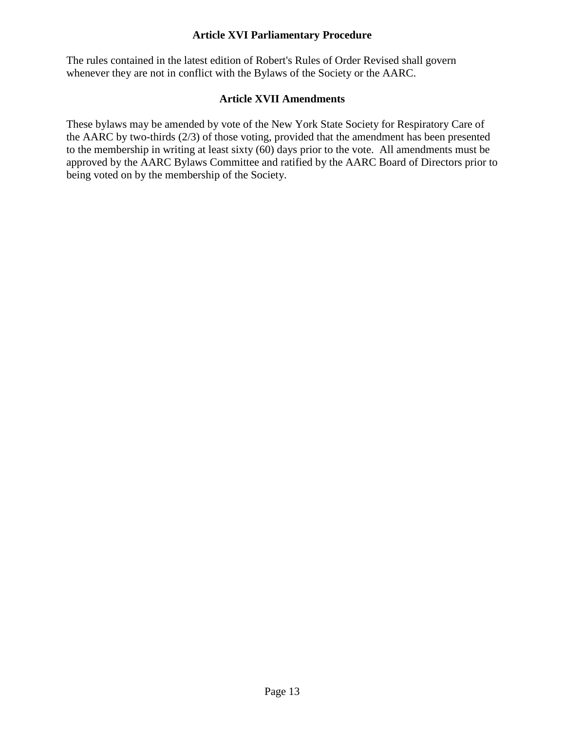## Article XVI Parliamentary Procedure

The rules contained in the latest edition of Robert's Rules of Order Revised shall govern whenever they are not in conflict with the Bylaws of the Society or the AARC.

## Article XVII Amendments

These bylaws may be amended by vote of the New York State Society for Respiratory Care of the AARC by two-thirds (2/3) of those voting, provided that the amendment has been presented to the membership in writing at least sixty (60) days prior to the vote. All amendments must be approved by the AARC Bylaws Committee and ratified by the AARC Board of Directors prior to being voted on by the membership of the Society.